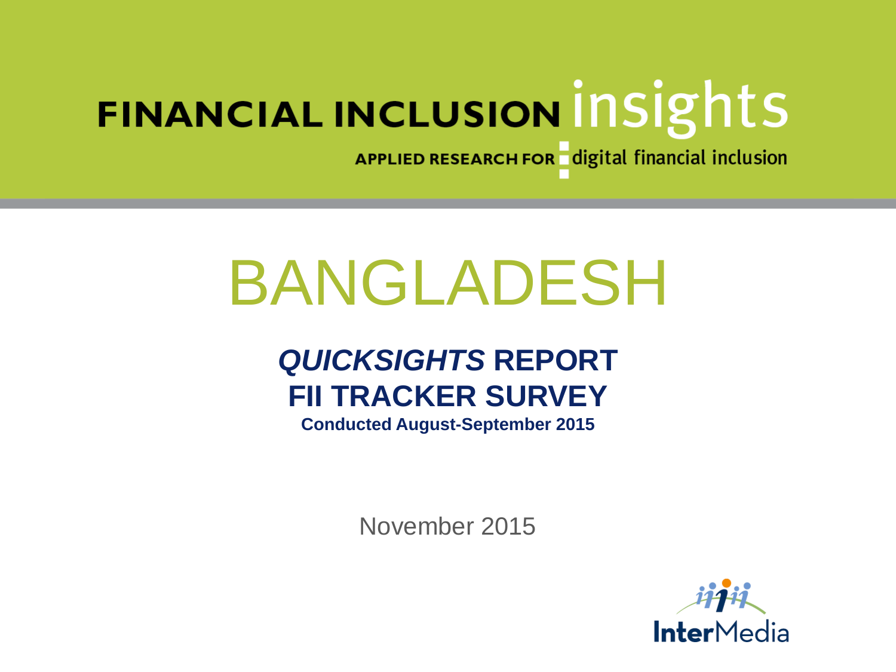FINANCIAL INCLUSION insights

APPLIED RESEARCH FOR digital financial inclusion

# BANGLADESH

## *QUICKSIGHTS* REPORT
## FII TRACKER SURVEY

**Conducted August-September 2015**

November 2015

InterMedia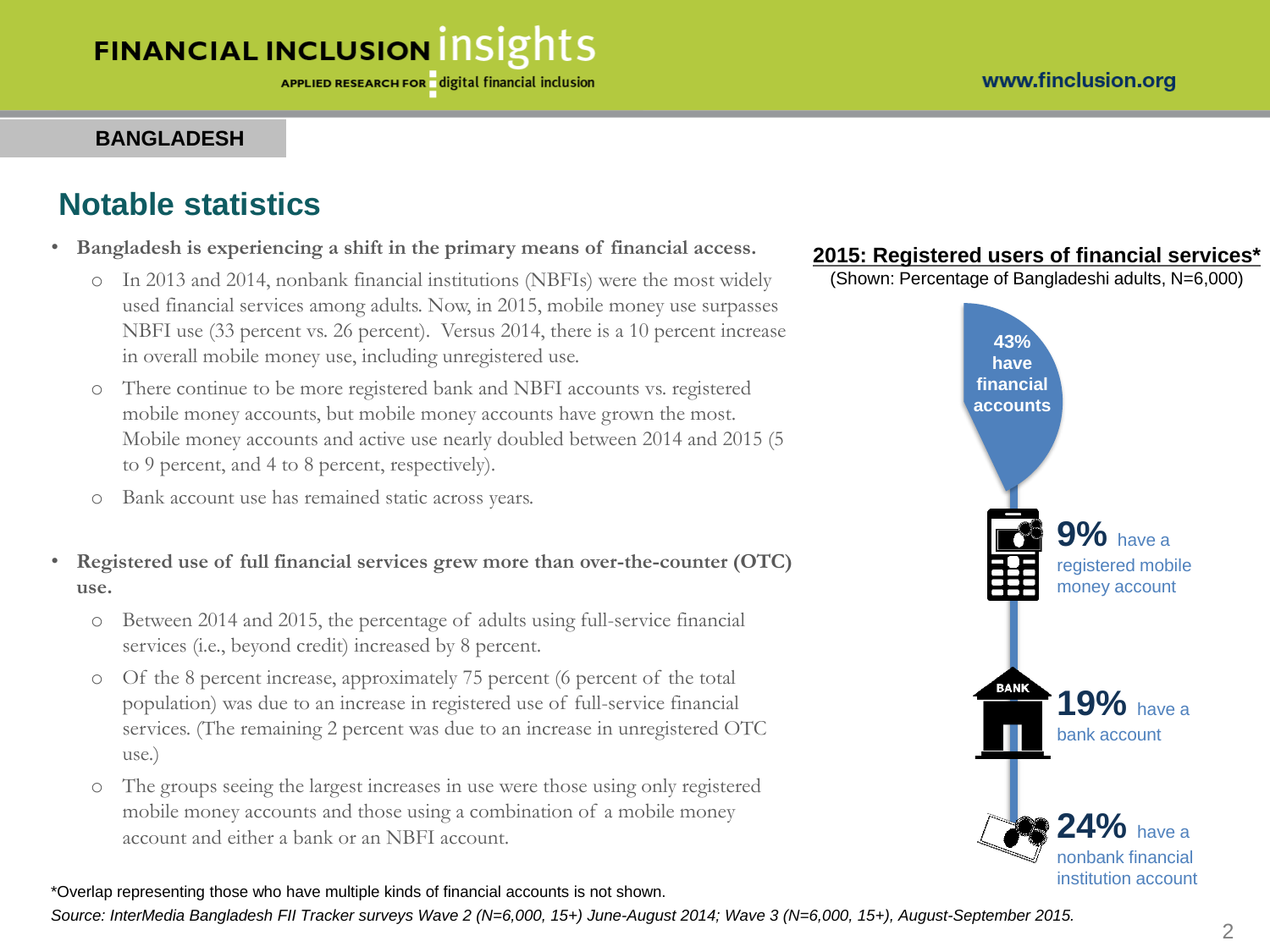BANGLADESH

## Notable statistics

- **Bangladesh is experiencing a shift in the primary means of financial access.**
  - In 2013 and 2014, nonbank financial institutions (NBFIs) were the most widely used financial services among adults. Now, in 2015, mobile money use surpasses NBFI use (33 percent vs. 26 percent). Versus 2014, there is a 10 percent increase in overall mobile money use, including unregistered use.
  - There continue to be more registered bank and NBFI accounts vs. registered mobile money accounts, but mobile money accounts have grown the most. Mobile money accounts and active use nearly doubled between 2014 and 2015 (5 to 9 percent, and 4 to 8 percent, respectively).
  - Bank account use has remained static across years.
- **Registered use of full financial services grew more than over-the-counter (OTC) use.**
  - Between 2014 and 2015, the percentage of adults using full-service financial services (i.e., beyond credit) increased by 8 percent.
  - Of the 8 percent increase, approximately 75 percent (6 percent of the total population) was due to an increase in registered use of full-service financial services. (The remaining 2 percent was due to an increase in unregistered OTC use.)
  - The groups seeing the largest increases in use were those using only registered mobile money accounts and those using a combination of a mobile money account and either a bank or an NBFI account.

**2015: Registered users of financial services***

(Shown: Percentage of Bangladeshi adults, N=6,000)

- **43%** have financial accounts
- **9%** have a registered mobile money account
- **19%** have a bank account
- **24%** have a nonbank financial institution account

*Overlap representing those who have multiple kinds of financial accounts is not shown.

*Source: InterMedia Bangladesh FII Tracker surveys Wave 2 (N=6,000, 15+) June-August 2014; Wave 3 (N=6,000, 15+), August-September 2015.*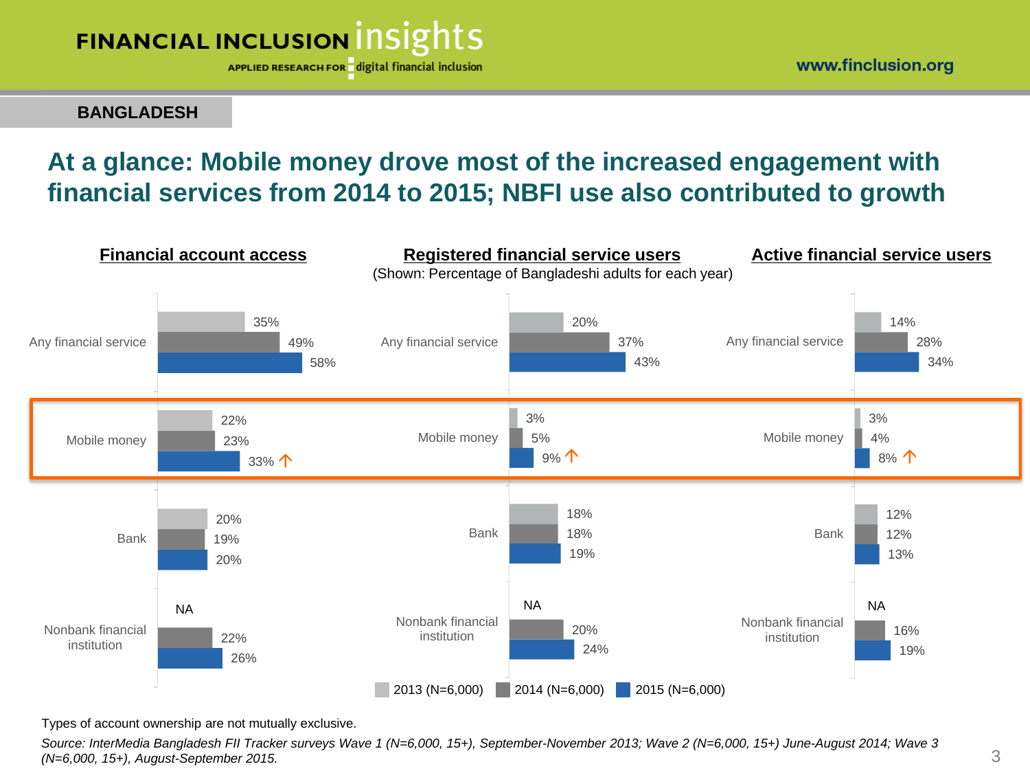BANGLADESH

# At a glance: Mobile money drove most of the increased engagement with financial services from 2014 to 2015; NBFI use also contributed to growth

(Shown: Percentage of Bangladeshi adults for each year)

**Financial account access**

| | 2013 (N=6,000) | 2014 (N=6,000) | 2015 (N=6,000) |
|---|---|---|---|
| Any financial service | 35% | 49% | 58% |
| Mobile money | 22% | 23% | 33% ↑ |
| Bank | 20% | 19% | 20% |
| Nonbank financial institution | NA | 22% | 26% |

**Registered financial service users**

| | 2013 (N=6,000) | 2014 (N=6,000) | 2015 (N=6,000) |
|---|---|---|---|
| Any financial service | 20% | 37% | 43% |
| Mobile money | 3% | 5% | 9% ↑ |
| Bank | 18% | 18% | 19% |
| Nonbank financial institution | NA | 20% | 24% |

**Active financial service users**

| | 2013 (N=6,000) | 2014 (N=6,000) | 2015 (N=6,000) |
|---|---|---|---|
| Any financial service | 14% | 28% | 34% |
| Mobile money | 3% | 4% | 8% ↑ |
| Bank | 12% | 12% | 13% |
| Nonbank financial institution | NA | 16% | 19% |

Types of account ownership are not mutually exclusive.

*Source: InterMedia Bangladesh FII Tracker surveys Wave 1 (N=6,000, 15+), September-November 2013; Wave 2 (N=6,000, 15+) June-August 2014; Wave 3 (N=6,000, 15+), August-September 2015.*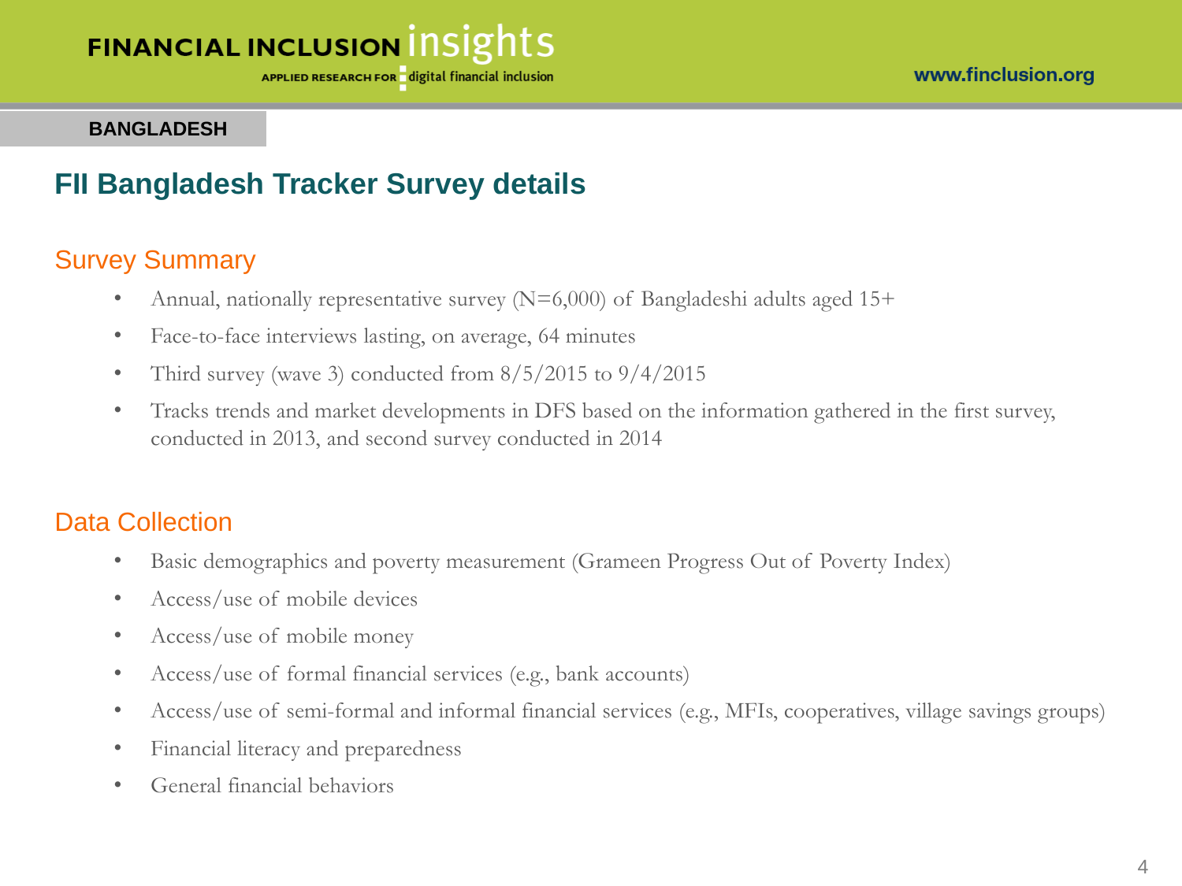BANGLADESH

# FII Bangladesh Tracker Survey details

## Survey Summary

- Annual, nationally representative survey (N=6,000) of Bangladeshi adults aged 15+
- Face-to-face interviews lasting, on average, 64 minutes
- Third survey (wave 3) conducted from 8/5/2015 to 9/4/2015
- Tracks trends and market developments in DFS based on the information gathered in the first survey, conducted in 2013, and second survey conducted in 2014

## Data Collection

- Basic demographics and poverty measurement (Grameen Progress Out of Poverty Index)
- Access/use of mobile devices
- Access/use of mobile money
- Access/use of formal financial services (e.g., bank accounts)
- Access/use of semi-formal and informal financial services (e.g., MFIs, cooperatives, village savings groups)
- Financial literacy and preparedness
- General financial behaviors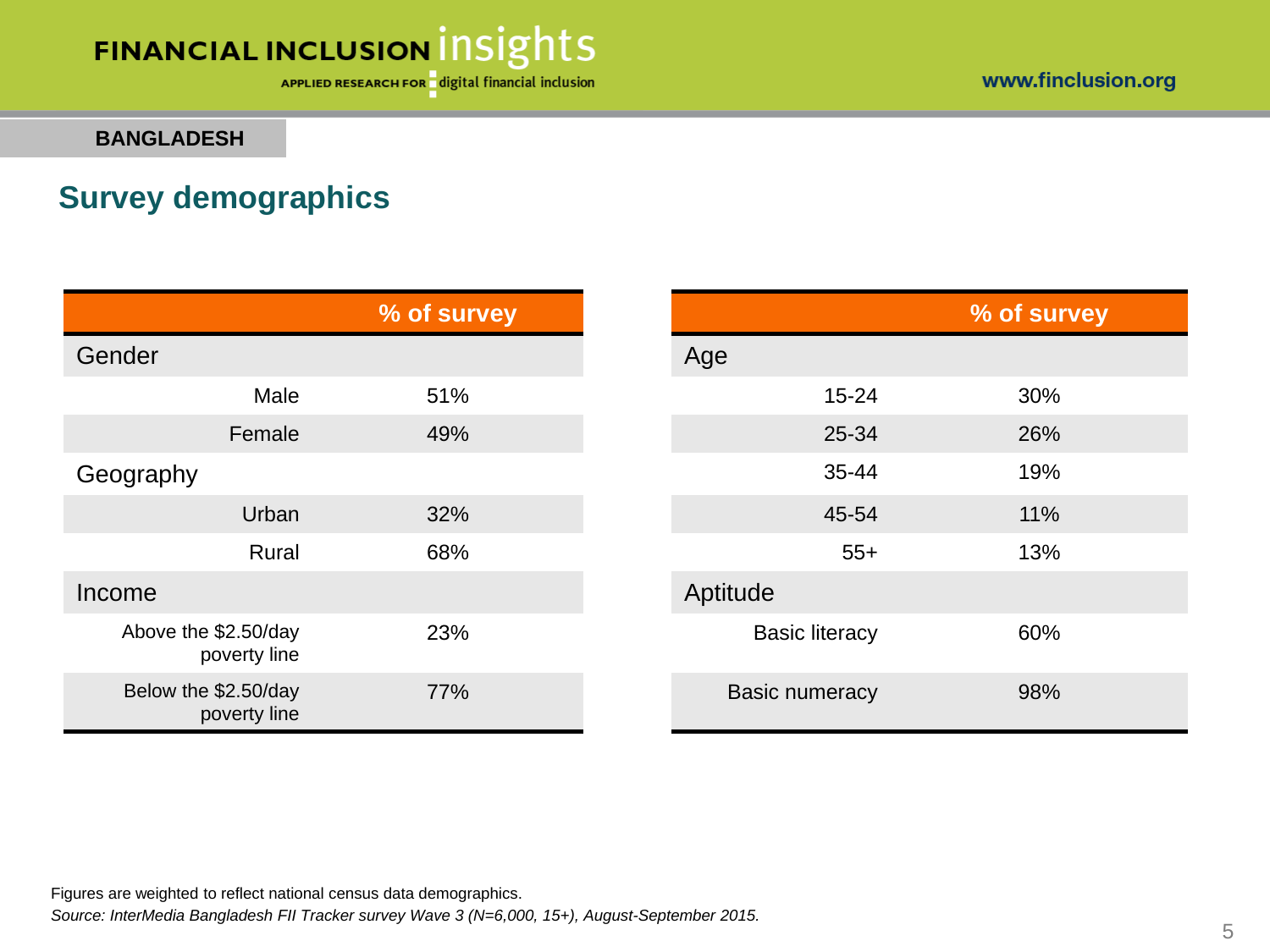BANGLADESH

## Survey demographics

| | % of survey |
|---|---|
| **Gender** | |
| Male | 51% |
| Female | 49% |
| **Geography** | |
| Urban | 32% |
| Rural | 68% |
| **Income** | |
| Above the $2.50/day poverty line | 23% |
| Below the $2.50/day poverty line | 77% |

| | % of survey |
|---|---|
| **Age** | |
| 15-24 | 30% |
| 25-34 | 26% |
| 35-44 | 19% |
| 45-54 | 11% |
| 55+ | 13% |
| **Aptitude** | |
| Basic literacy | 60% |
| Basic numeracy | 98% |

Figures are weighted to reflect national census data demographics.

*Source: InterMedia Bangladesh FII Tracker survey Wave 3 (N=6,000, 15+), August-September 2015.*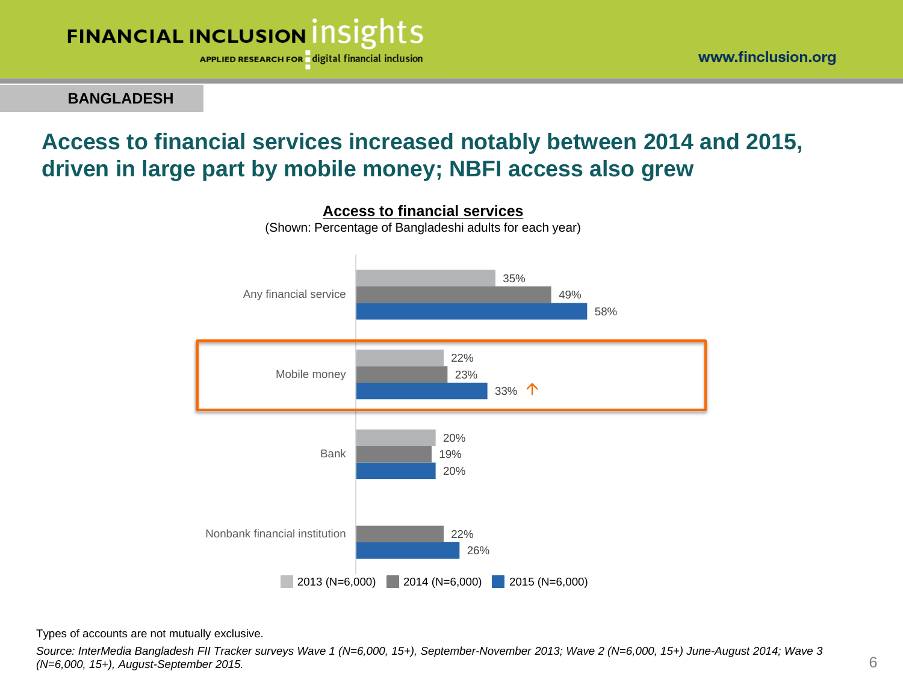**BANGLADESH**

## Access to financial services increased notably between 2014 and 2015, driven in large part by mobile money; NBFI access also grew

**Access to financial services**

(Shown: Percentage of Bangladeshi adults for each year)

| | 2013 (N=6,000) | 2014 (N=6,000) | 2015 (N=6,000) |
|---|---|---|---|
| Any financial service | 35% | 49% | 58% |
| Mobile money | 22% | 23% | 33% ↑ |
| Bank | 20% | 19% | 20% |
| Nonbank financial institution | | 22% | 26% |

Types of accounts are not mutually exclusive.

*Source: InterMedia Bangladesh FII Tracker surveys Wave 1 (N=6,000, 15+), September-November 2013; Wave 2 (N=6,000, 15+) June-August 2014; Wave 3 (N=6,000, 15+), August-September 2015.*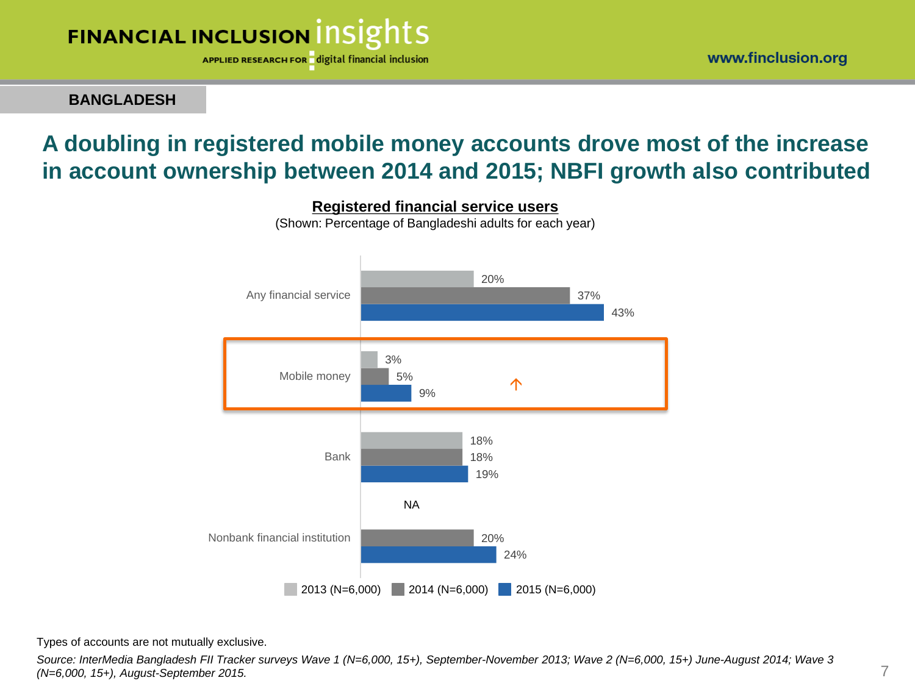**BANGLADESH**

# A doubling in registered mobile money accounts drove most of the increase in account ownership between 2014 and 2015; NBFI growth also contributed

**Registered financial service users**

(Shown: Percentage of Bangladeshi adults for each year)

| | 2013 (N=6,000) | 2014 (N=6,000) | 2015 (N=6,000) |
|---|---|---|---|
| Any financial service | 20% | 37% | 43% |
| Mobile money | 3% | 5% | 9% ↑ |
| Bank | 18% | 18% | 19% |
| Nonbank financial institution | NA | 20% | 24% |

Types of accounts are not mutually exclusive.

*Source: InterMedia Bangladesh FII Tracker surveys Wave 1 (N=6,000, 15+), September-November 2013; Wave 2 (N=6,000, 15+) June-August 2014; Wave 3 (N=6,000, 15+), August-September 2015.*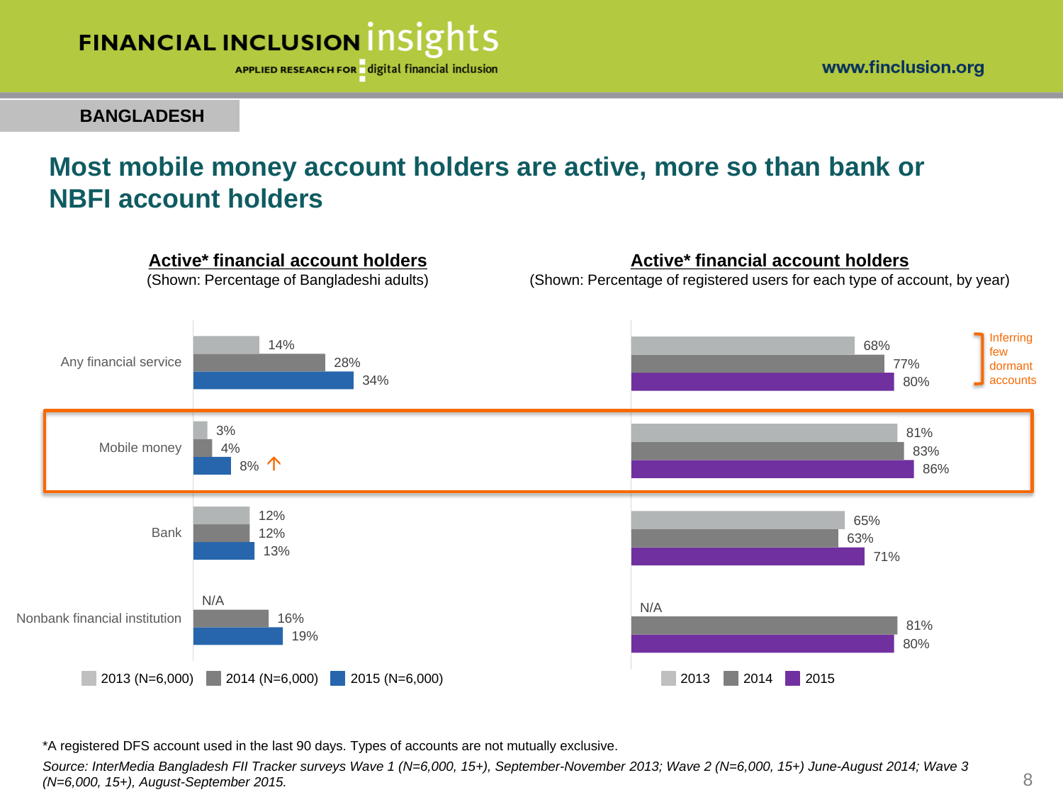BANGLADESH

# Most mobile money account holders are active, more so than bank or NBFI account holders

**Active* financial account holders**
(Shown: Percentage of Bangladeshi adults)

| | 2013 (N=6,000) | 2014 (N=6,000) | 2015 (N=6,000) |
|---|---|---|---|
| Any financial service | 14% | 28% | 34% |
| Mobile money | 3% | 4% | 8% ↑ |
| Bank | 12% | 12% | 13% |
| Nonbank financial institution | N/A | 16% | 19% |

**Active* financial account holders**
(Shown: Percentage of registered users for each type of account, by year)

| | 2013 | 2014 | 2015 |
|---|---|---|---|
| Any financial service | 68% | 77% | 80% |
| Mobile money | 81% | 83% | 86% |
| Bank | 65% | 63% | 71% |
| Nonbank financial institution | N/A | 81% | 80% |

Inferring few dormant accounts

*A registered DFS account used in the last 90 days. Types of accounts are not mutually exclusive.

*Source: InterMedia Bangladesh FII Tracker surveys Wave 1 (N=6,000, 15+), September-November 2013; Wave 2 (N=6,000, 15+) June-August 2014; Wave 3 (N=6,000, 15+), August-September 2015.*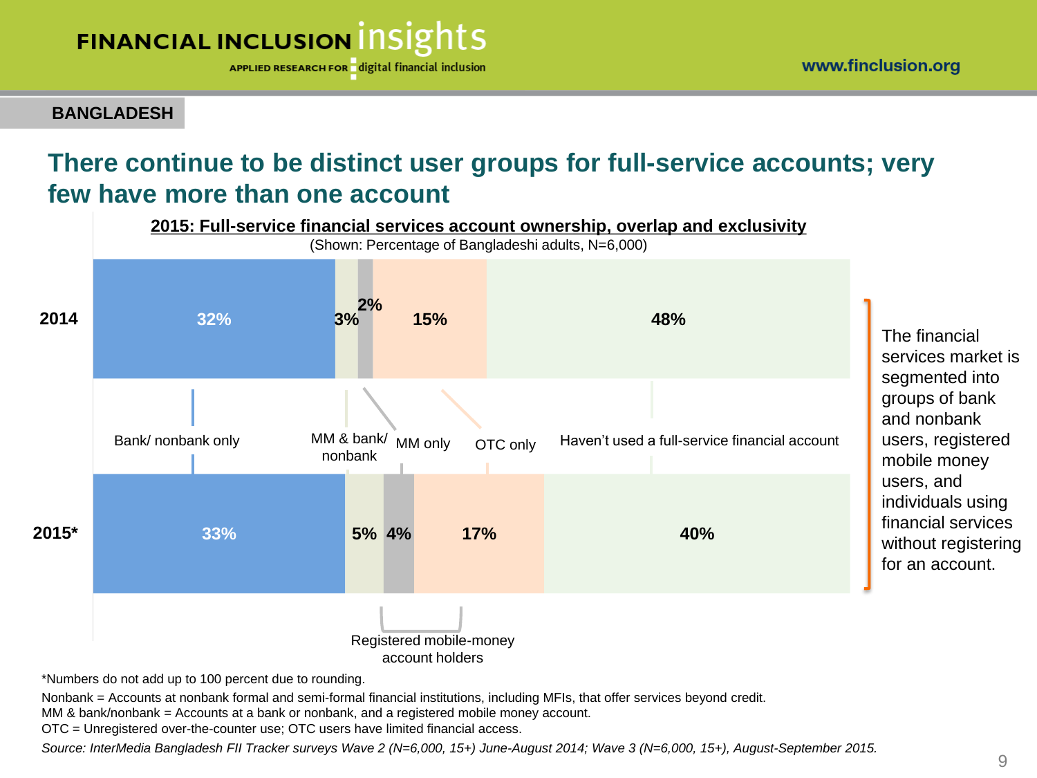BANGLADESH

## There continue to be distinct user groups for full-service accounts; very few have more than one account

**2015: Full-service financial services account ownership, overlap and exclusivity**

(Shown: Percentage of Bangladeshi adults, N=6,000)

| Year | Bank/ nonbank only | MM & bank/ nonbank | MM only | OTC only | Haven't used a full-service financial account |
|---|---|---|---|---|---|
| 2014 | 32% | 3% | 2% | 15% | 48% |
| 2015* | 33% | 5% | 4% | 17% | 40% |

Registered mobile-money account holders: MM & bank/nonbank and MM only.

The financial services market is segmented into groups of bank and nonbank users, registered mobile money users, and individuals using financial services without registering for an account.

*Numbers do not add up to 100 percent due to rounding.

Nonbank = Accounts at nonbank formal and semi-formal financial institutions, including MFIs, that offer services beyond credit.

MM & bank/nonbank = Accounts at a bank or nonbank, and a registered mobile money account.

OTC = Unregistered over-the-counter use; OTC users have limited financial access.

*Source: InterMedia Bangladesh FII Tracker surveys Wave 2 (N=6,000, 15+) June-August 2014; Wave 3 (N=6,000, 15+), August-September 2015.*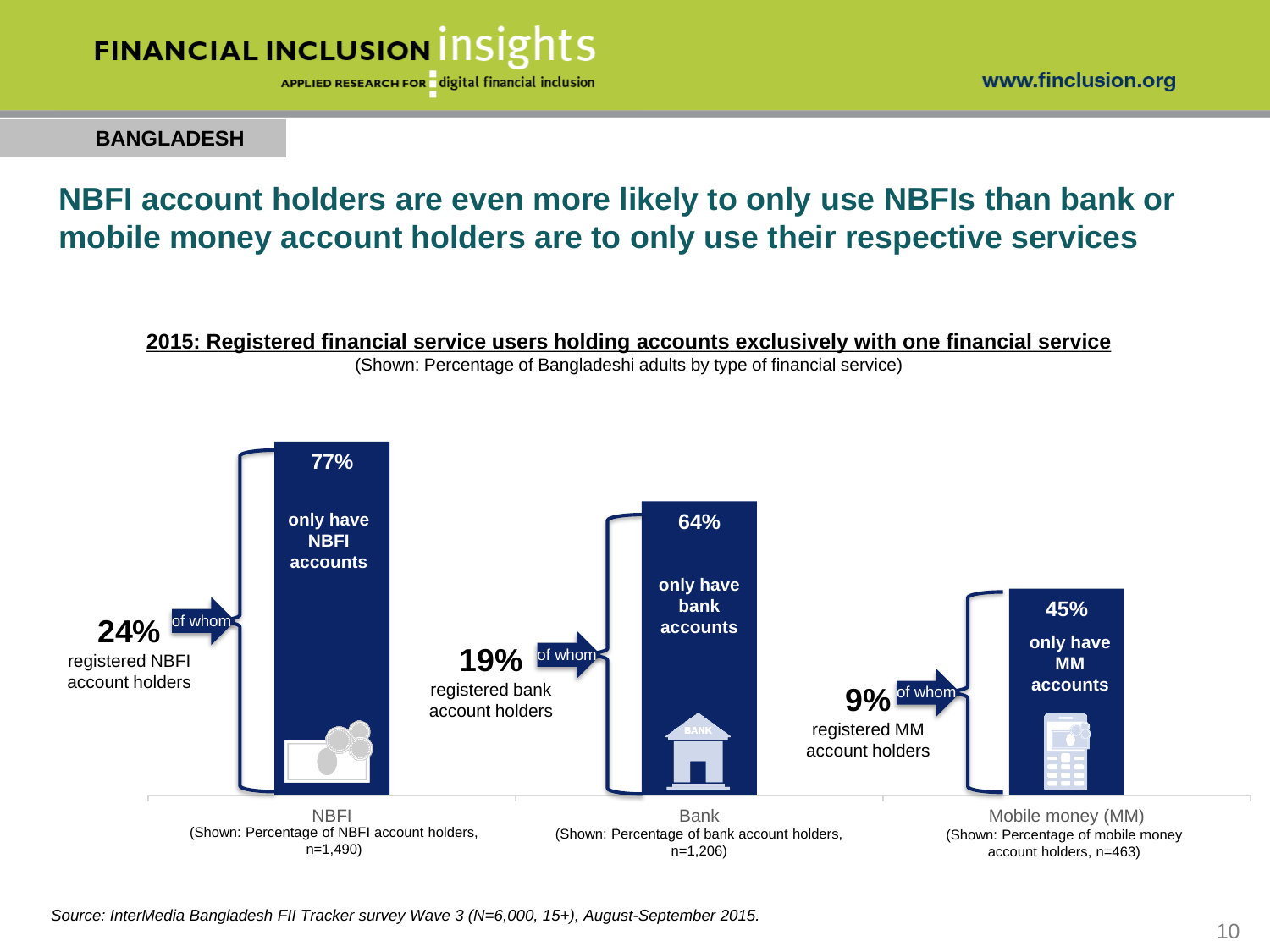**BANGLADESH**

## NBFI account holders are even more likely to only use NBFIs than bank or mobile money account holders are to only use their respective services

**2015: Registered financial service users holding accounts exclusively with one financial service**

(Shown: Percentage of Bangladeshi adults by type of financial service)

| Financial service | Registered account holders | Of whom, only have accounts with this service |
|---|---|---|
| NBFI (Shown: Percentage of NBFI account holders, n=1,490) | 24% registered NBFI account holders | 77% only have NBFI accounts |
| Bank (Shown: Percentage of bank account holders, n=1,206) | 19% registered bank account holders | 64% only have bank accounts |
| Mobile money (MM) (Shown: Percentage of mobile money account holders, n=463) | 9% registered MM account holders | 45% only have MM accounts |

*Source: InterMedia Bangladesh FII Tracker survey Wave 3 (N=6,000, 15+), August-September 2015.*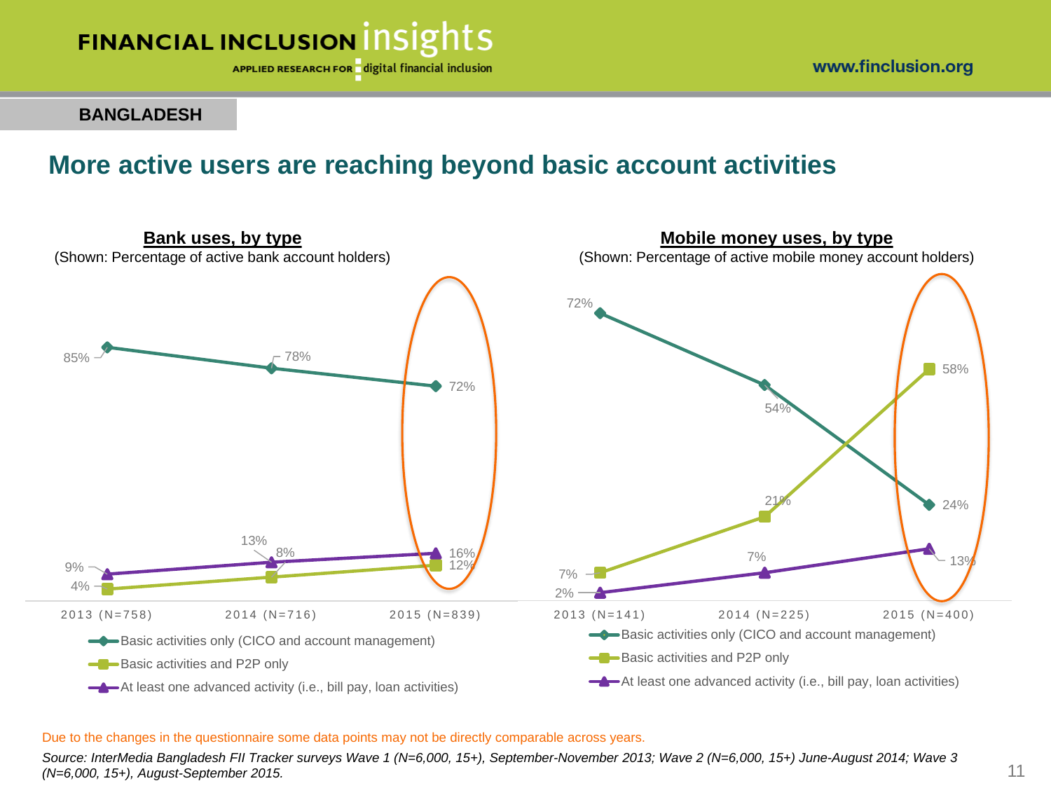**BANGLADESH**

## More active users are reaching beyond basic account activities

### Bank uses, by type

(Shown: Percentage of active bank account holders)

| | 2013 (N=758) | 2014 (N=716) | 2015 (N=839) |
|---|---|---|---|
| Basic activities only (CICO and account management) | 85% | 78% | 72% |
| Basic activities and P2P only | 4% | 8% | 12% |
| At least one advanced activity (i.e., bill pay, loan activities) | 9% | 13% | 16% |

### Mobile money uses, by type

(Shown: Percentage of active mobile money account holders)

| | 2013 (N=141) | 2014 (N=225) | 2015 (N=400) |
|---|---|---|---|
| Basic activities only (CICO and account management) | 72% | 54% | 24% |
| Basic activities and P2P only | 7% | 21% | 58% |
| At least one advanced activity (i.e., bill pay, loan activities) | 2% | 7% | 13% |

Due to the changes in the questionnaire some data points may not be directly comparable across years.

*Source: InterMedia Bangladesh FII Tracker surveys Wave 1 (N=6,000, 15+), September-November 2013; Wave 2 (N=6,000, 15+) June-August 2014; Wave 3 (N=6,000, 15+), August-September 2015.*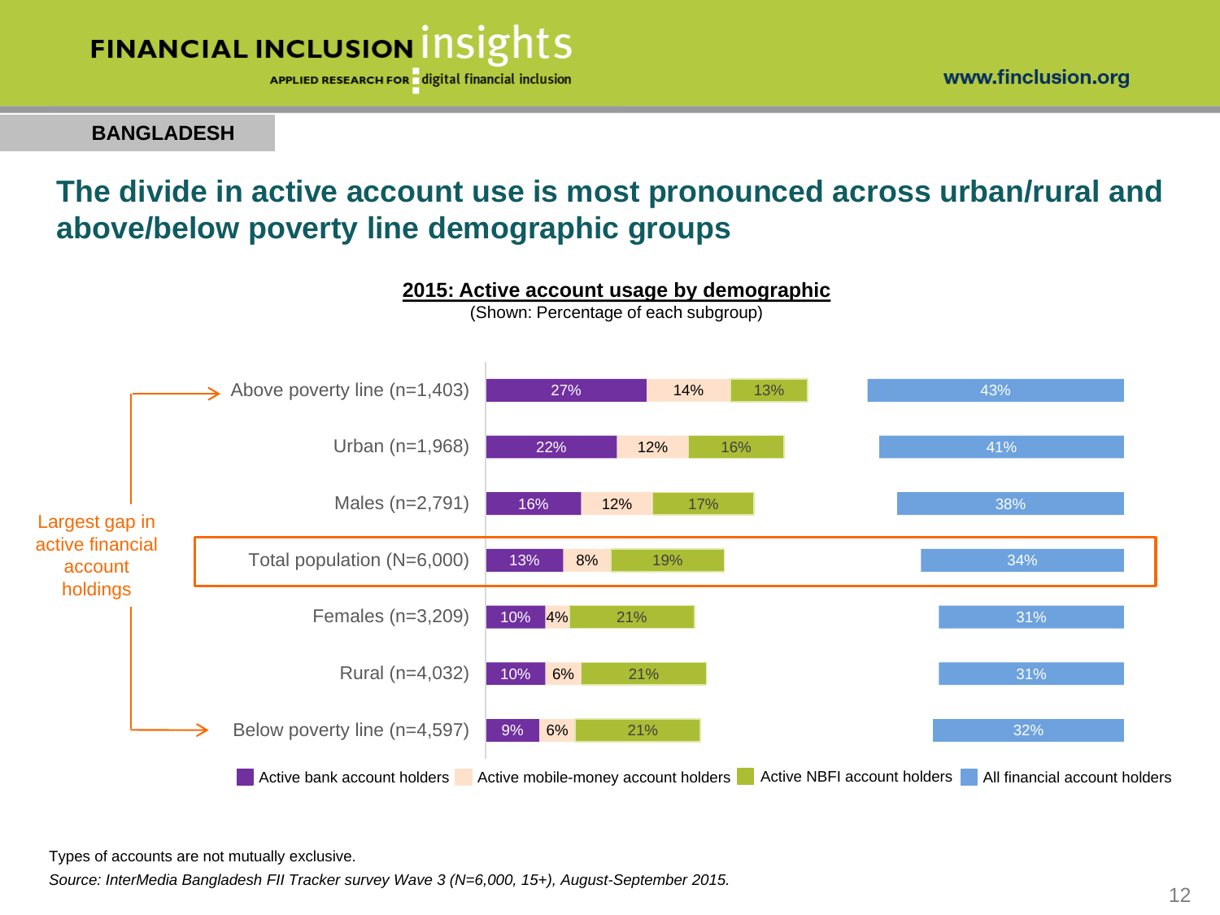BANGLADESH

# The divide in active account use is most pronounced across urban/rural and above/below poverty line demographic groups

**2015: Active account usage by demographic**

(Shown: Percentage of each subgroup)

| Demographic | Active bank account holders | Active mobile-money account holders | Active NBFI account holders | All financial account holders |
|---|---|---|---|---|
| Above poverty line (n=1,403) | 27% | 14% | 13% | 43% |
| Urban (n=1,968) | 22% | 12% | 16% | 41% |
| Males (n=2,791) | 16% | 12% | 17% | 38% |
| Total population (N=6,000) | 13% | 8% | 19% | 34% |
| Females (n=3,209) | 10% | 4% | 21% | 31% |
| Rural (n=4,032) | 10% | 6% | 21% | 31% |
| Below poverty line (n=4,597) | 9% | 6% | 21% | 32% |

Largest gap in active financial account holdings (between Above poverty line and Below poverty line)

Types of accounts are not mutually exclusive.

*Source: InterMedia Bangladesh FII Tracker survey Wave 3 (N=6,000, 15+), August-September 2015.*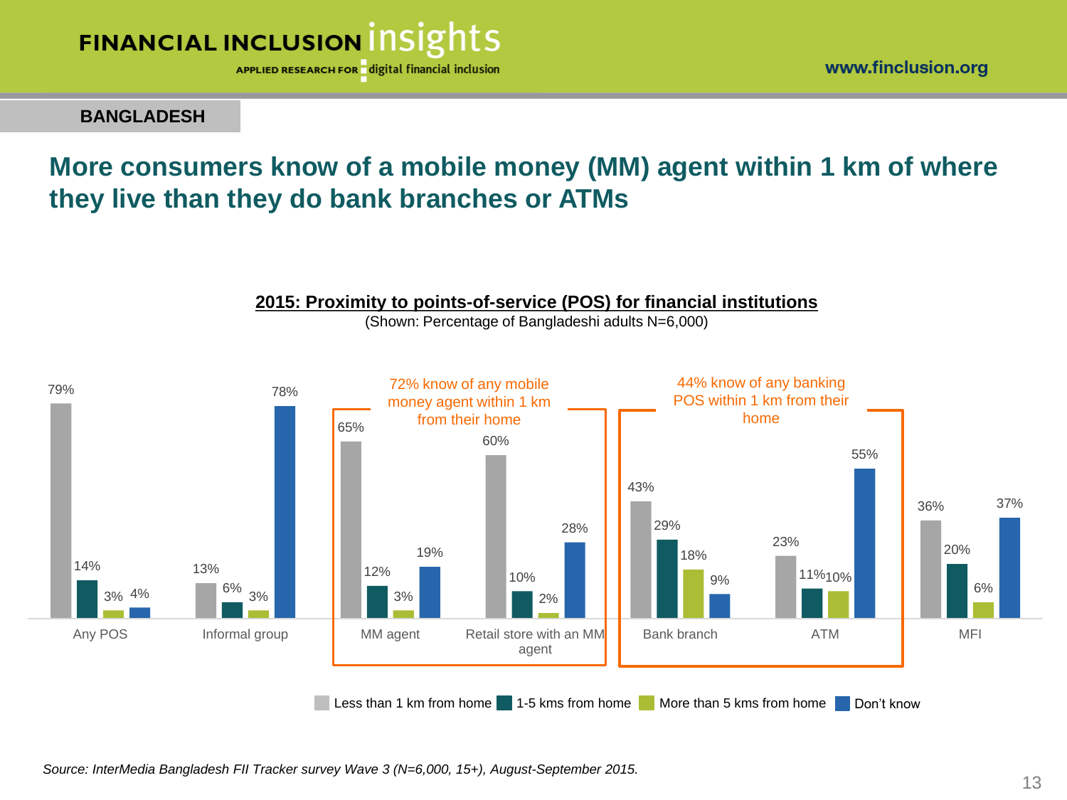**BANGLADESH**

## More consumers know of a mobile money (MM) agent within 1 km of where they live than they do bank branches or ATMs

**2015: Proximity to points-of-service (POS) for financial institutions**

(Shown: Percentage of Bangladeshi adults N=6,000)

| | Less than 1 km from home | 1-5 kms from home | More than 5 kms from home | Don't know |
|---|---|---|---|---|
| Any POS | 79% | 14% | 3% | 4% |
| Informal group | 13% | 6% | 3% | 78% |
| MM agent | 65% | 12% | 3% | 19% |
| Retail store with an MM agent | 60% | 10% | 2% | 28% |
| Bank branch | 43% | 29% | 18% | 9% |
| ATM | 23% | 11% | 10% | 55% |
| MFI | 36% | 20% | 6% | 37% |

72% know of any mobile money agent within 1 km from their home

44% know of any banking POS within 1 km from their home

*Source: InterMedia Bangladesh FII Tracker survey Wave 3 (N=6,000, 15+), August-September 2015.*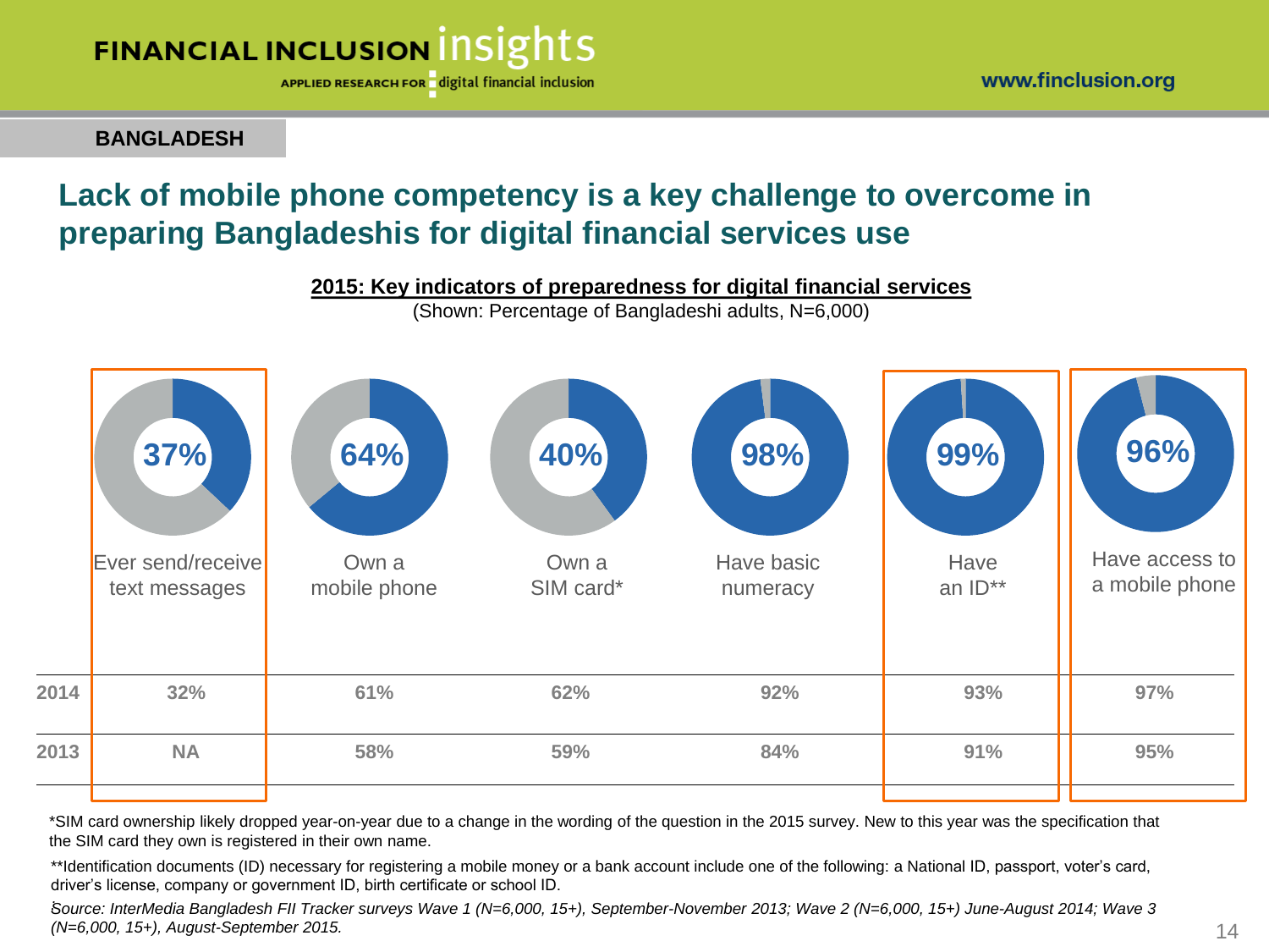**BANGLADESH**

## Lack of mobile phone competency is a key challenge to overcome in preparing Bangladeshis for digital financial services use

**2015: Key indicators of preparedness for digital financial services**

(Shown: Percentage of Bangladeshi adults, N=6,000)

| | Ever send/receive text messages | Own a mobile phone | Own a SIM card* | Have basic numeracy | Have an ID** | Have access to a mobile phone |
|---|---|---|---|---|---|---|
| 2015 | 37% | 64% | 40% | 98% | 99% | 96% |
| 2014 | 32% | 61% | 62% | 92% | 93% | 97% |
| 2013 | NA | 58% | 59% | 84% | 91% | 95% |

*SIM card ownership likely dropped year-on-year due to a change in the wording of the question in the 2015 survey. New to this year was the specification that the SIM card they own is registered in their own name.

**Identification documents (ID) necessary for registering a mobile money or a bank account include one of the following: a National ID, passport, voter's card, driver's license, company or government ID, birth certificate or school ID.

*Source: InterMedia Bangladesh FII Tracker surveys Wave 1 (N=6,000, 15+), September-November 2013; Wave 2 (N=6,000, 15+) June-August 2014; Wave 3 (N=6,000, 15+), August-September 2015.*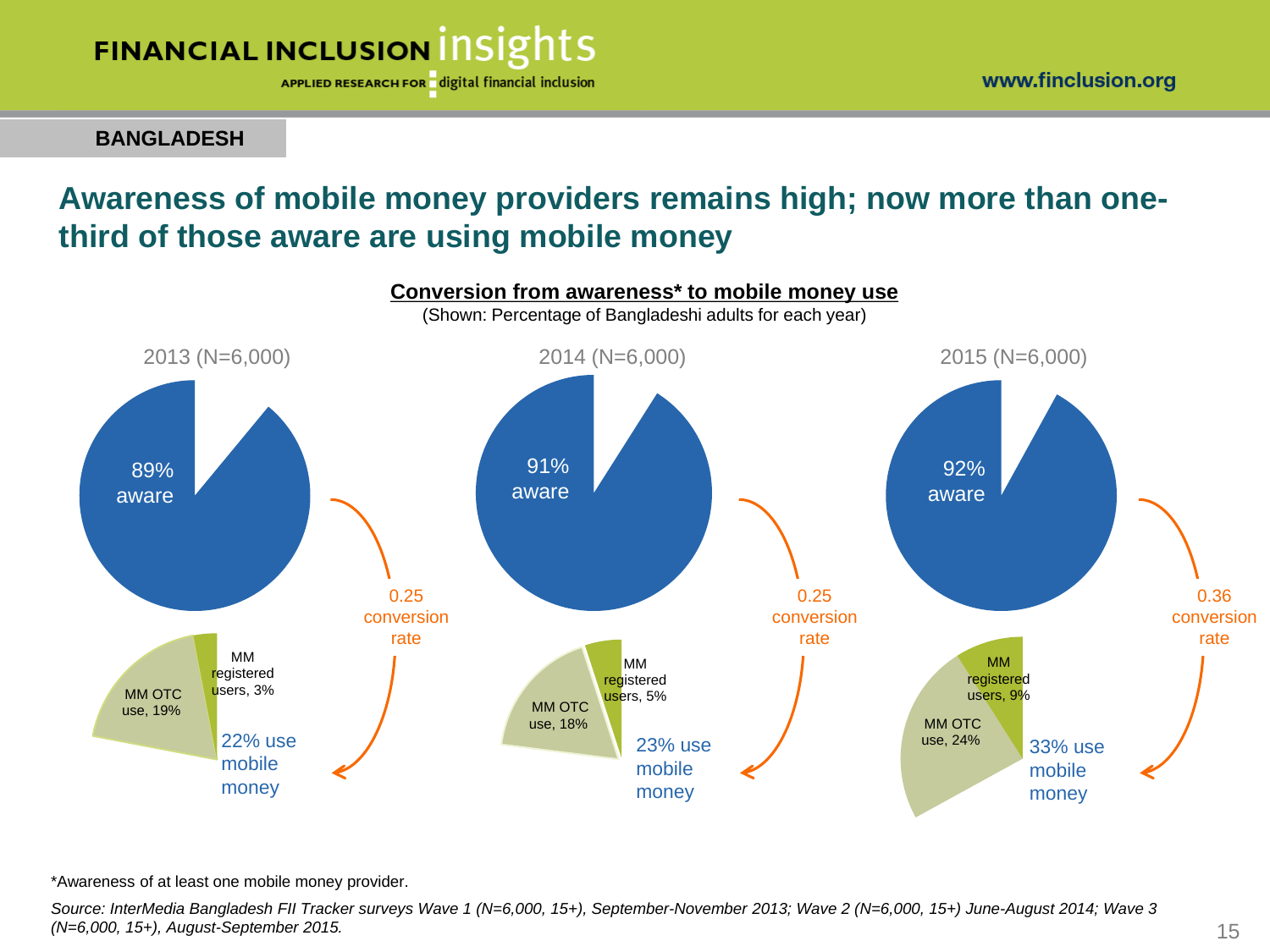BANGLADESH

# Awareness of mobile money providers remains high; now more than one-third of those aware are using mobile money

**Conversion from awareness* to mobile money use**

(Shown: Percentage of Bangladeshi adults for each year)

| | 2013 (N=6,000) | 2014 (N=6,000) | 2015 (N=6,000) |
|---|---|---|---|
| Aware | 89% | 91% | 92% |
| MM OTC use | 19% | 18% | 24% |
| MM registered users | 3% | 5% | 9% |
| Use mobile money | 22% | 23% | 33% |
| Conversion rate | 0.25 | 0.25 | 0.36 |

*Awareness of at least one mobile money provider.

*Source: InterMedia Bangladesh FII Tracker surveys Wave 1 (N=6,000, 15+), September-November 2013; Wave 2 (N=6,000, 15+) June-August 2014; Wave 3 (N=6,000, 15+), August-September 2015.*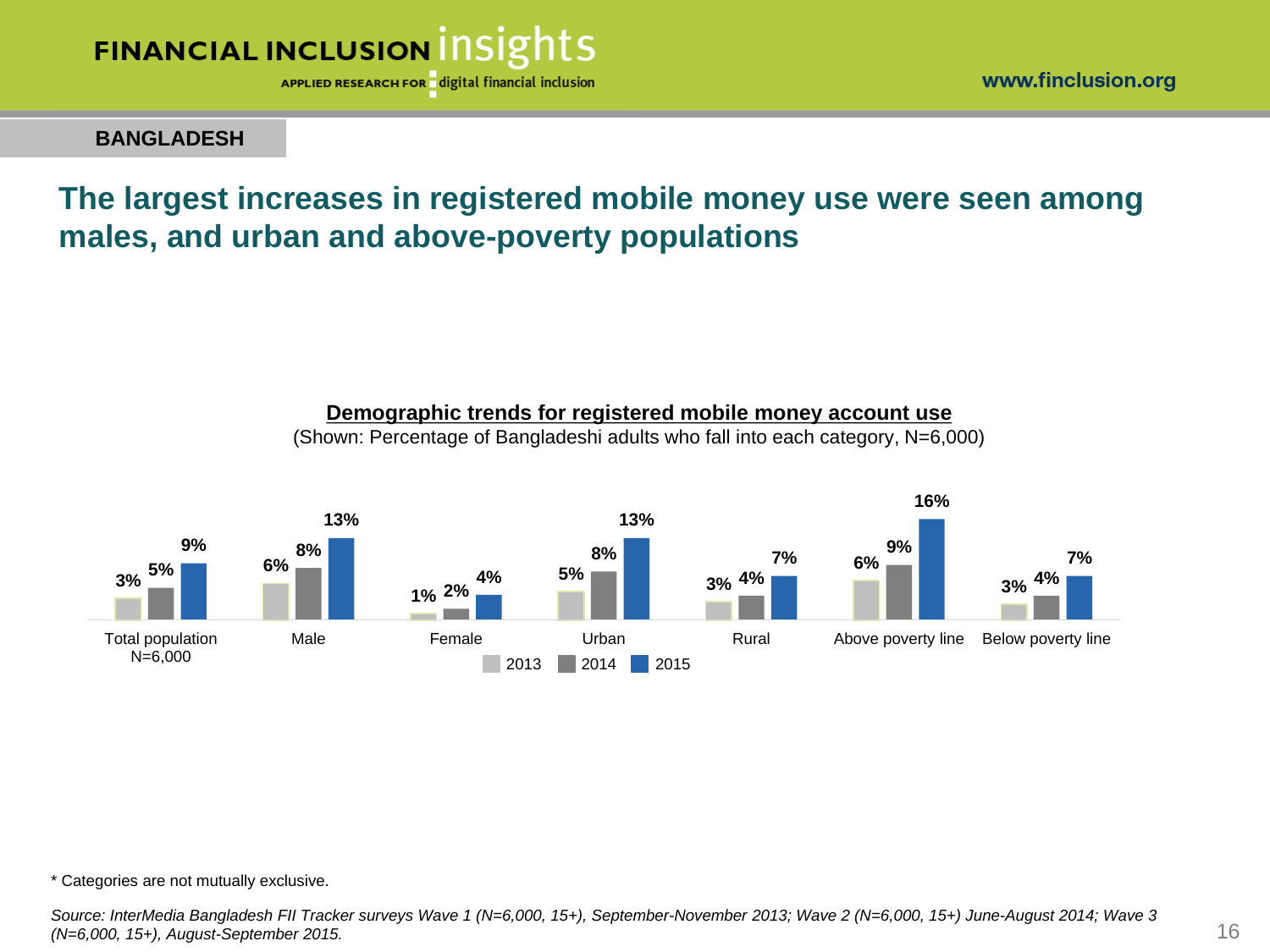BANGLADESH

# The largest increases in registered mobile money use were seen among males, and urban and above-poverty populations

**Demographic trends for registered mobile money account use**

(Shown: Percentage of Bangladeshi adults who fall into each category, N=6,000)

| | 2013 | 2014 | 2015 |
|---|---|---|---|
| Total population N=6,000 | 3% | 5% | 9% |
| Male | 6% | 8% | 13% |
| Female | 1% | 2% | 4% |
| Urban | 5% | 8% | 13% |
| Rural | 3% | 4% | 7% |
| Above poverty line | 6% | 9% | 16% |
| Below poverty line | 3% | 4% | 7% |

\* Categories are not mutually exclusive.

*Source: InterMedia Bangladesh FII Tracker surveys Wave 1 (N=6,000, 15+), September-November 2013; Wave 2 (N=6,000, 15+) June-August 2014; Wave 3 (N=6,000, 15+), August-September 2015.*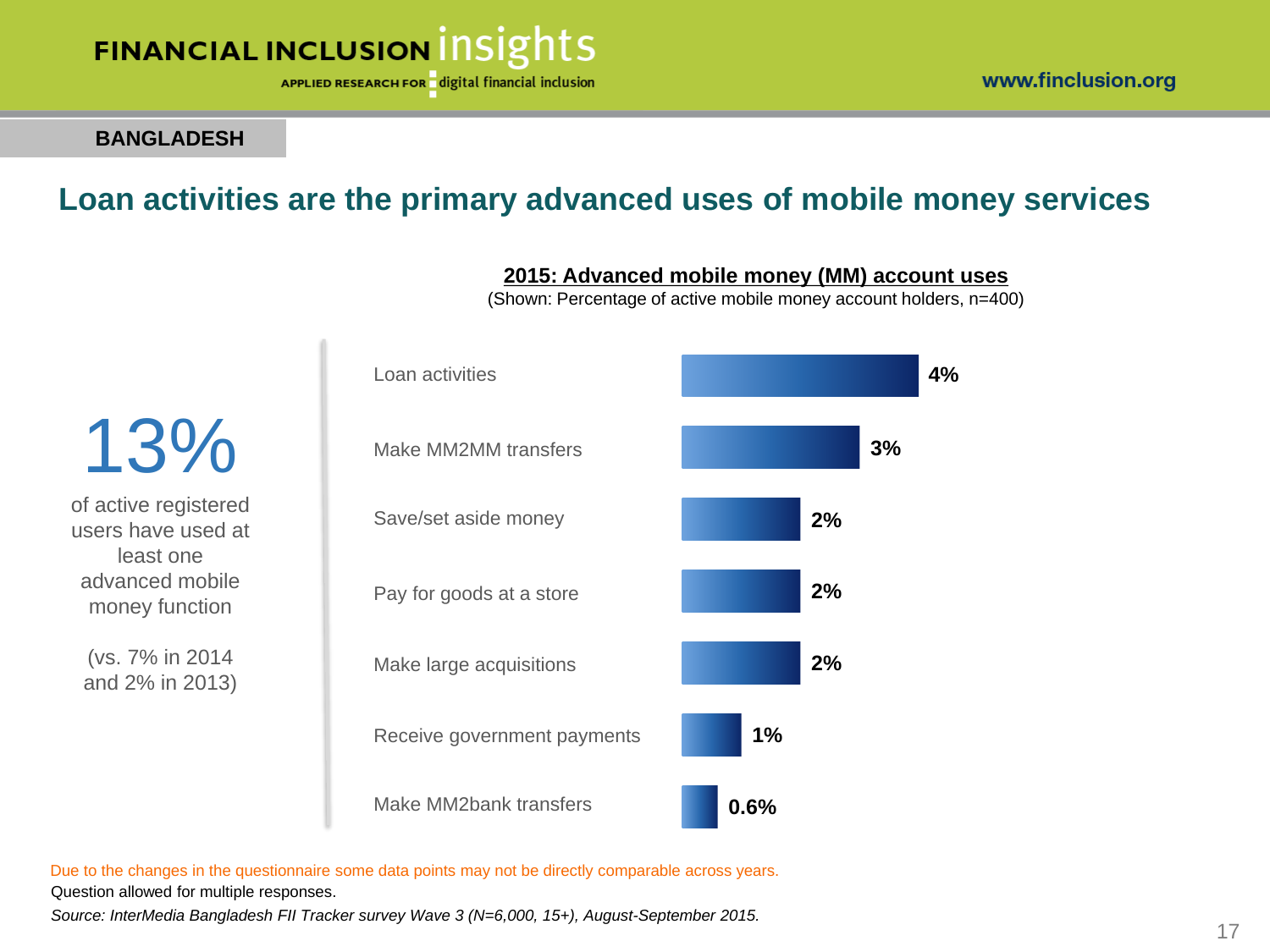**BANGLADESH**

## Loan activities are the primary advanced uses of mobile money services

**13%**

of active registered users have used at least one advanced mobile money function

(vs. 7% in 2014 and 2% in 2013)

**2015: Advanced mobile money (MM) account uses**

(Shown: Percentage of active mobile money account holders, n=400)

| Use | Percentage |
|---|---|
| Loan activities | 4% |
| Make MM2MM transfers | 3% |
| Save/set aside money | 2% |
| Pay for goods at a store | 2% |
| Make large acquisitions | 2% |
| Receive government payments | 1% |
| Make MM2bank transfers | 0.6% |

Due to the changes in the questionnaire some data points may not be directly comparable across years.

Question allowed for multiple responses.

*Source: InterMedia Bangladesh FII Tracker survey Wave 3 (N=6,000, 15+), August-September 2015.*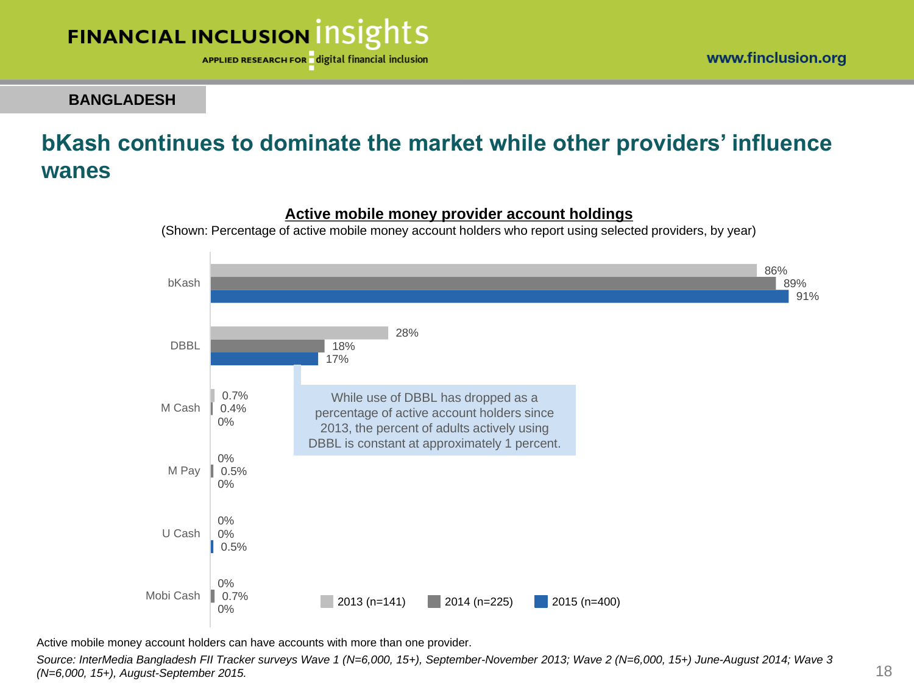BANGLADESH

# bKash continues to dominate the market while other providers' influence wanes

**Active mobile money provider account holdings**

(Shown: Percentage of active mobile money account holders who report using selected providers, by year)

| Provider | 2013 (n=141) | 2014 (n=225) | 2015 (n=400) |
|---|---|---|---|
| bKash | 86% | 89% | 91% |
| DBBL | 28% | 18% | 17% |
| M Cash | 0.7% | 0.4% | 0% |
| M Pay | 0% | 0.5% | 0% |
| U Cash | 0% | 0% | 0.5% |
| Mobi Cash | 0% | 0.7% | 0% |

While use of DBBL has dropped as a percentage of active account holders since 2013, the percent of adults actively using DBBL is constant at approximately 1 percent.

Active mobile money account holders can have accounts with more than one provider.

*Source: InterMedia Bangladesh FII Tracker surveys Wave 1 (N=6,000, 15+), September-November 2013; Wave 2 (N=6,000, 15+) June-August 2014; Wave 3 (N=6,000, 15+), August-September 2015.*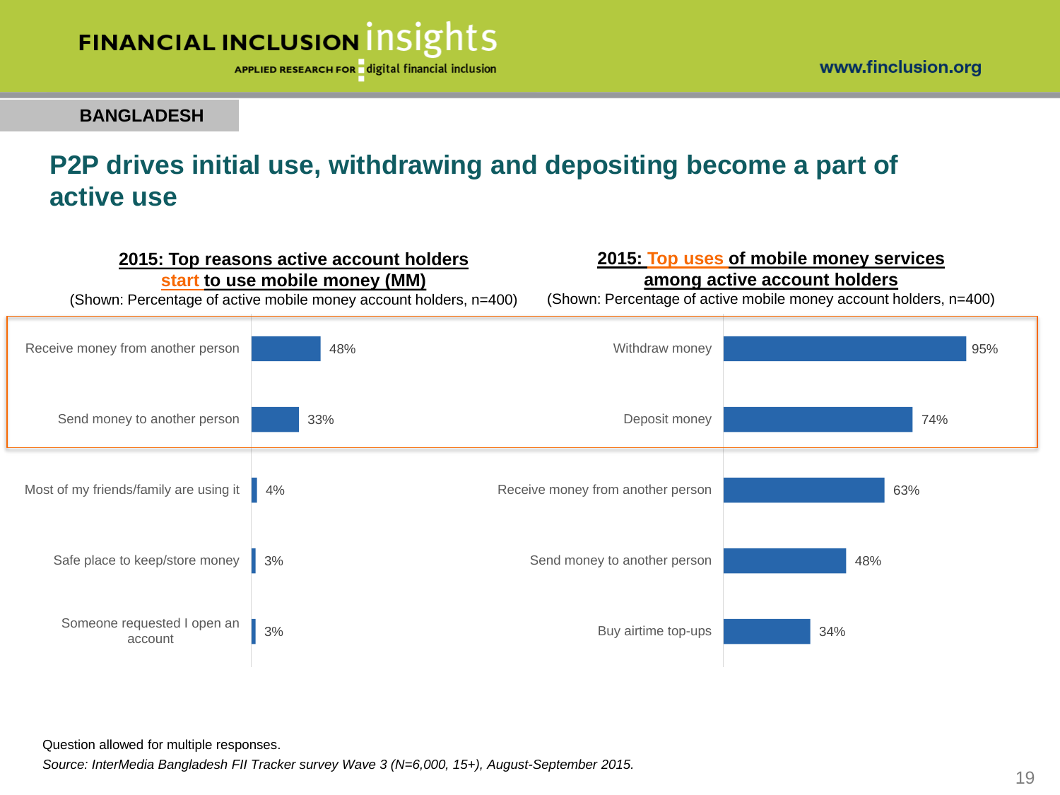BANGLADESH

# P2P drives initial use, withdrawing and depositing become a part of active use

**2015: Top reasons active account holders start to use mobile money (MM)**

(Shown: Percentage of active mobile money account holders, n=400)

| Reason | Percentage |
|---|---|
| Receive money from another person | 48% |
| Send money to another person | 33% |
| Most of my friends/family are using it | 4% |
| Safe place to keep/store money | 3% |
| Someone requested I open an account | 3% |

**2015: Top uses of mobile money services among active account holders**

(Shown: Percentage of active mobile money account holders, n=400)

| Use | Percentage |
|---|---|
| Withdraw money | 95% |
| Deposit money | 74% |
| Receive money from another person | 63% |
| Send money to another person | 48% |
| Buy airtime top-ups | 34% |

Question allowed for multiple responses.

*Source: InterMedia Bangladesh FII Tracker survey Wave 3 (N=6,000, 15+), August-September 2015.*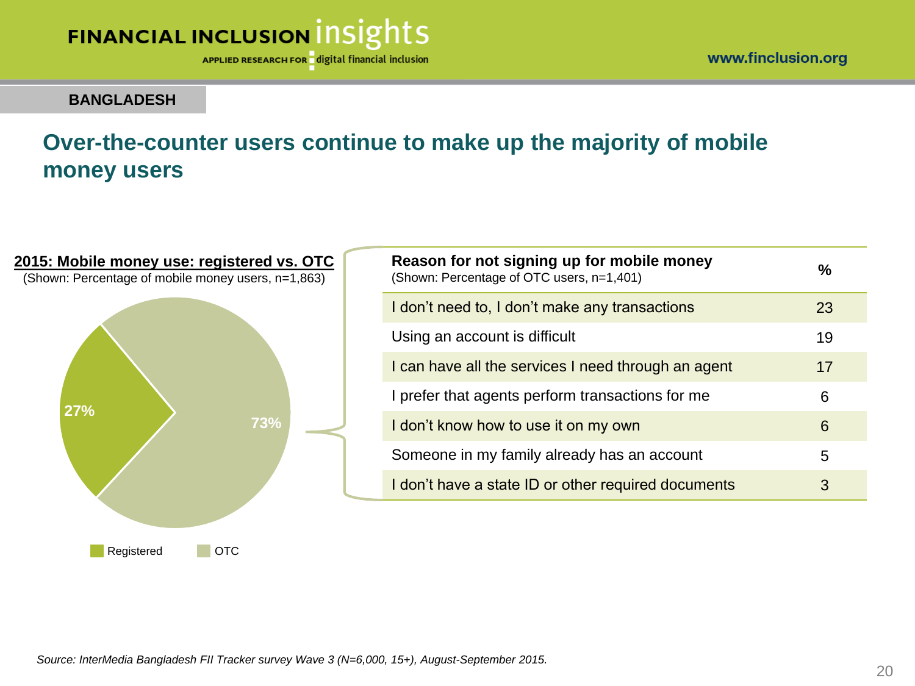BANGLADESH

## Over-the-counter users continue to make up the majority of mobile money users

**2015: Mobile money use: registered vs. OTC**
(Shown: Percentage of mobile money users, n=1,863)

- Registered: 27%
- OTC: 73%

| **Reason for not signing up for mobile money** (Shown: Percentage of OTC users, n=1,401) | **%** |
|---|---|
| I don't need to, I don't make any transactions | 23 |
| Using an account is difficult | 19 |
| I can have all the services I need through an agent | 17 |
| I prefer that agents perform transactions for me | 6 |
| I don't know how to use it on my own | 6 |
| Someone in my family already has an account | 5 |
| I don't have a state ID or other required documents | 3 |

*Source: InterMedia Bangladesh FII Tracker survey Wave 3 (N=6,000, 15+), August-September 2015.*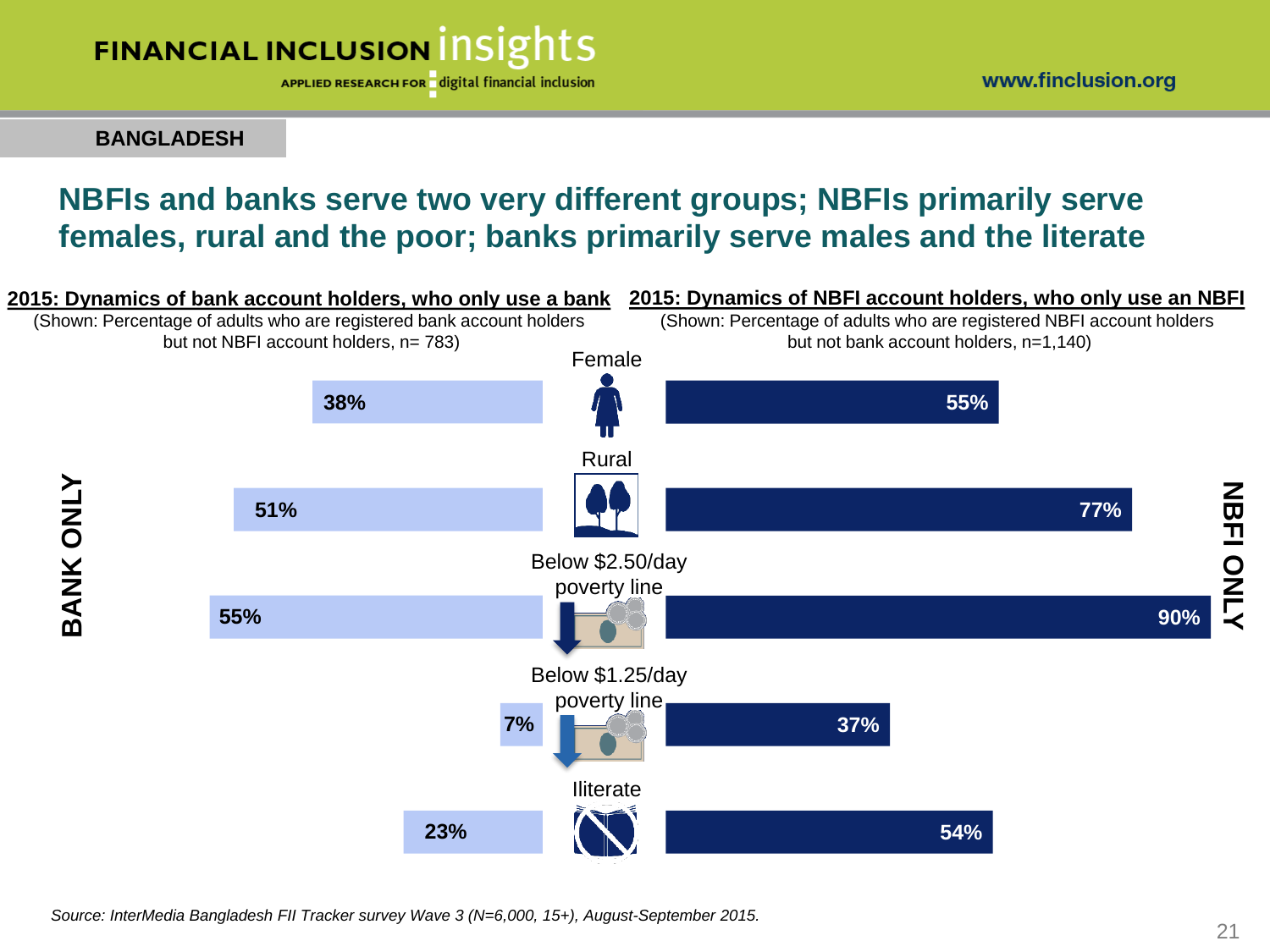BANGLADESH

# NBFIs and banks serve two very different groups; NBFIs primarily serve females, rural and the poor; banks primarily serve males and the literate

**2015: Dynamics of bank account holders, who only use a bank**
(Shown: Percentage of adults who are registered bank account holders but not NBFI account holders, n= 783)

**2015: Dynamics of NBFI account holders, who only use an NBFI**
(Shown: Percentage of adults who are registered NBFI account holders but not bank account holders, n=1,140)

| | BANK ONLY | NBFI ONLY |
|---|---|---|
| Female | 38% | 55% |
| Rural | 51% | 77% |
| Below $2.50/day poverty line | 55% | 90% |
| Below $1.25/day poverty line | 7% | 37% |
| Illiterate | 23% | 54% |

*Source: InterMedia Bangladesh FII Tracker survey Wave 3 (N=6,000, 15+), August-September 2015.*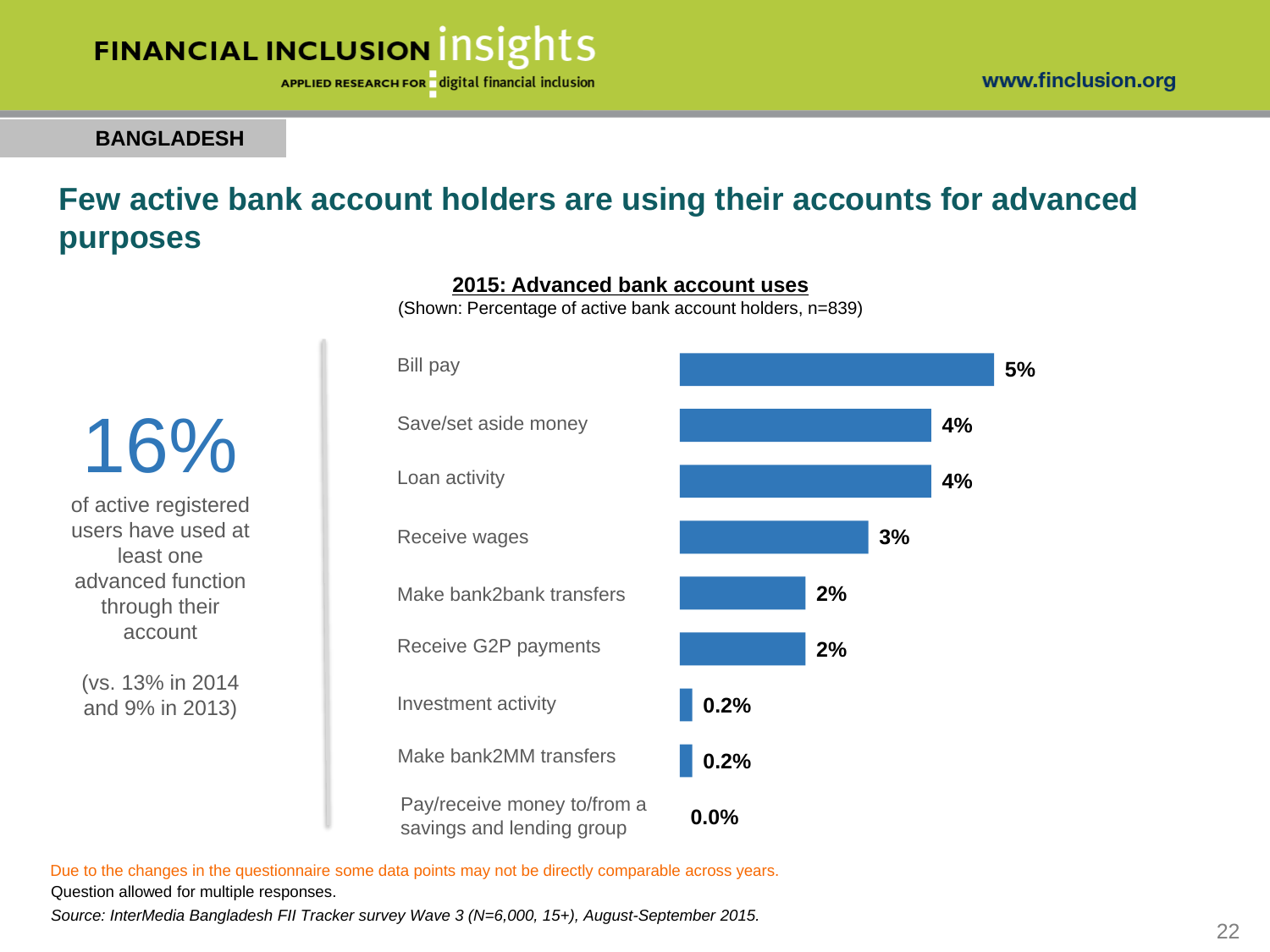**BANGLADESH**

## Few active bank account holders are using their accounts for advanced purposes

**16%**

of active registered users have used at least one advanced function through their account

(vs. 13% in 2014 and 9% in 2013)

**2015: Advanced bank account uses**

(Shown: Percentage of active bank account holders, n=839)

| Use | Percentage |
| --- | --- |
| Bill pay | 5% |
| Save/set aside money | 4% |
| Loan activity | 4% |
| Receive wages | 3% |
| Make bank2bank transfers | 2% |
| Receive G2P payments | 2% |
| Investment activity | 0.2% |
| Make bank2MM transfers | 0.2% |
| Pay/receive money to/from a savings and lending group | 0.0% |

Due to the changes in the questionnaire some data points may not be directly comparable across years.

Question allowed for multiple responses.

*Source: InterMedia Bangladesh FII Tracker survey Wave 3 (N=6,000, 15+), August-September 2015.*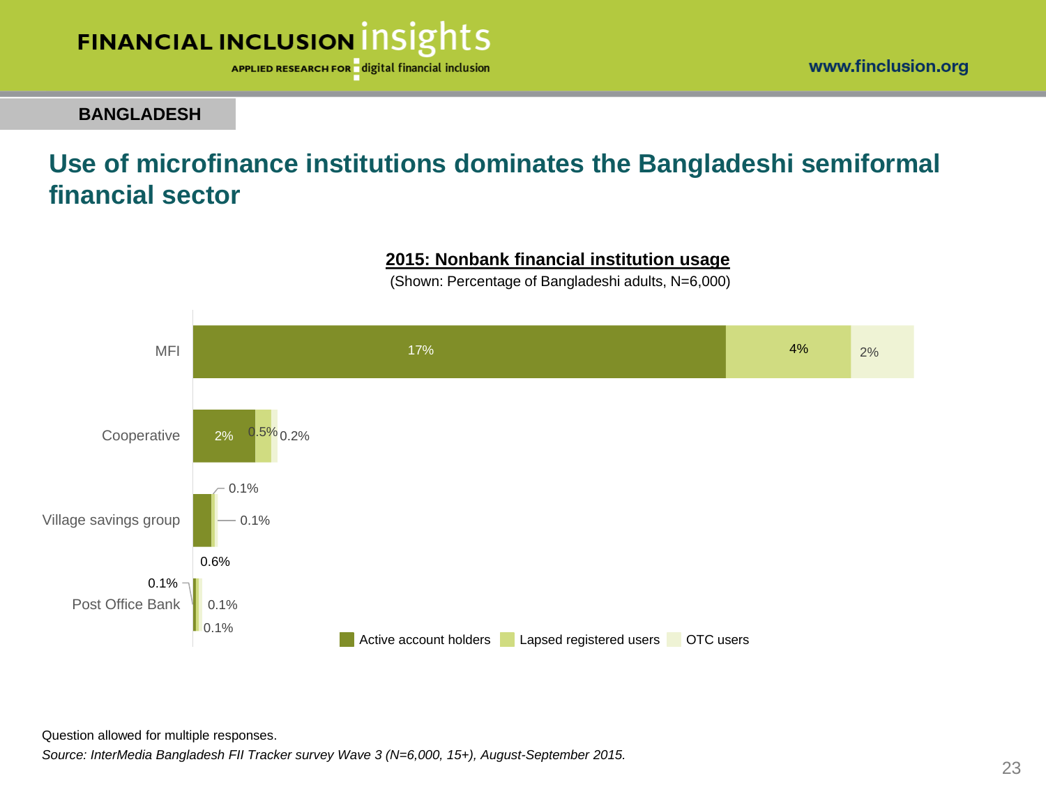**BANGLADESH**

# Use of microfinance institutions dominates the Bangladeshi semiformal financial sector

**2015: Nonbank financial institution usage**

(Shown: Percentage of Bangladeshi adults, N=6,000)

| | Active account holders | Lapsed registered users | OTC users |
|---|---|---|---|
| MFI | 17% | 4% | 2% |
| Cooperative | 2% | 0.5% | 0.2% |
| Village savings group | 0.6% | 0.1% | 0.1% |
| Post Office Bank | 0.1% | 0.1% | 0.1% |

Question allowed for multiple responses.

*Source: InterMedia Bangladesh FII Tracker survey Wave 3 (N=6,000, 15+), August-September 2015.*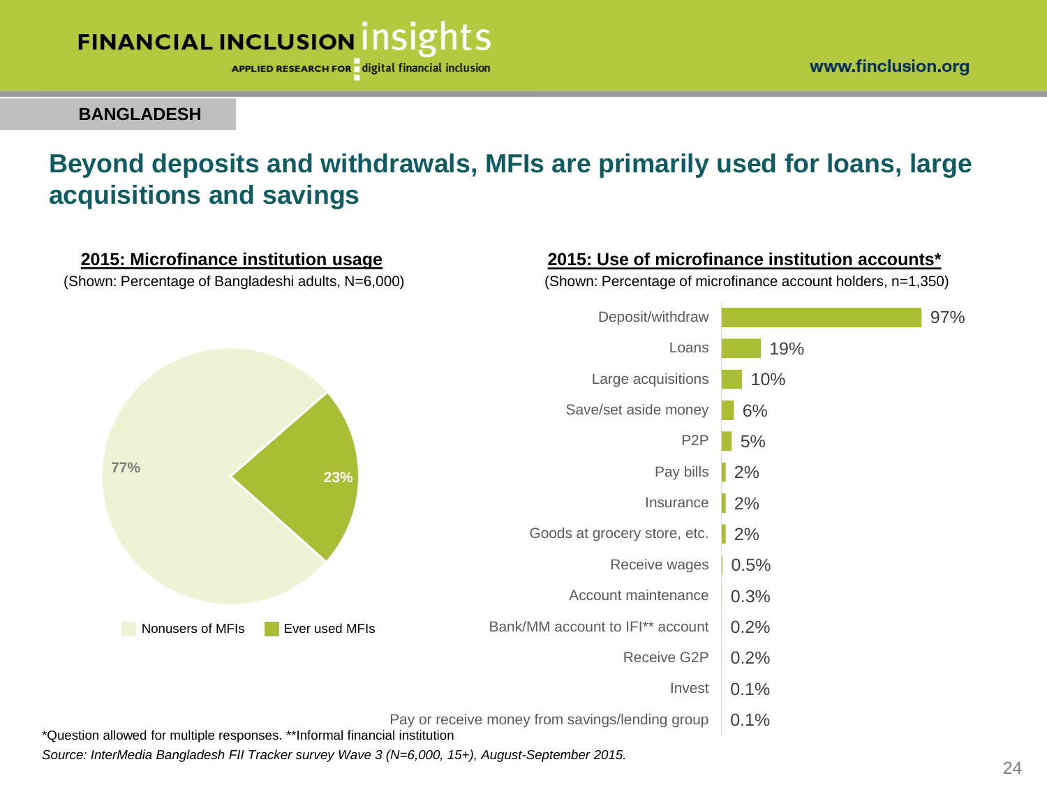BANGLADESH

# Beyond deposits and withdrawals, MFIs are primarily used for loans, large acquisitions and savings

**2015: Microfinance institution usage**

(Shown: Percentage of Bangladeshi adults, N=6,000)

| Category | Percentage |
|---|---|
| Nonusers of MFIs | 77% |
| Ever used MFIs | 23% |

**2015: Use of microfinance institution accounts***

(Shown: Percentage of microfinance account holders, n=1,350)

| Use | Percentage |
|---|---|
| Deposit/withdraw | 97% |
| Loans | 19% |
| Large acquisitions | 10% |
| Save/set aside money | 6% |
| P2P | 5% |
| Pay bills | 2% |
| Insurance | 2% |
| Goods at grocery store, etc. | 2% |
| Receive wages | 0.5% |
| Account maintenance | 0.3% |
| Bank/MM account to IFI** account | 0.2% |
| Receive G2P | 0.2% |
| Invest | 0.1% |
| Pay or receive money from savings/lending group | 0.1% |

*Question allowed for multiple responses. **Informal financial institution

*Source: InterMedia Bangladesh FII Tracker survey Wave 3 (N=6,000, 15+), August-September 2015.*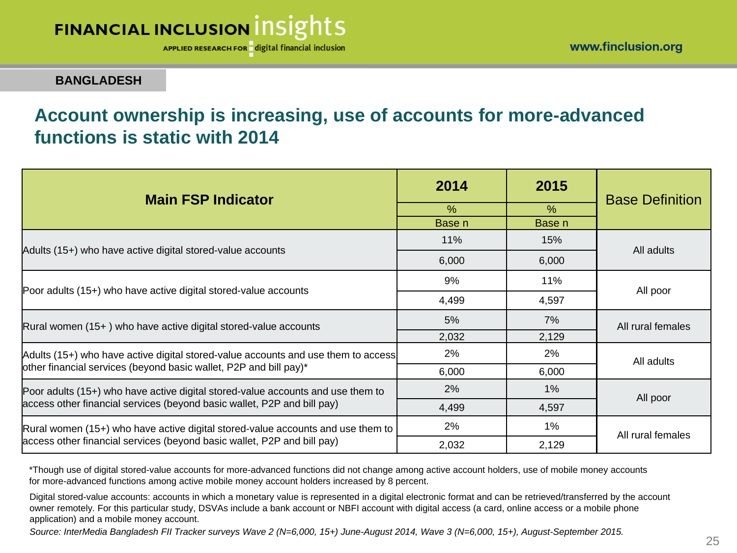BANGLADESH

# Account ownership is increasing, use of accounts for more-advanced functions is static with 2014

| Main FSP Indicator | 2014 | 2015 | Base Definition |
|---|---|---|---|
| | % | % | |
| | Base n | Base n | |
| Adults (15+) who have active digital stored-value accounts | 11% | 15% | All adults |
| | 6,000 | 6,000 | |
| Poor adults (15+) who have active digital stored-value accounts | 9% | 11% | All poor |
| | 4,499 | 4,597 | |
| Rural women (15+ ) who have active digital stored-value accounts | 5% | 7% | All rural females |
| | 2,032 | 2,129 | |
| Adults (15+) who have active digital stored-value accounts and use them to access other financial services (beyond basic wallet, P2P and bill pay)* | 2% | 2% | All adults |
| | 6,000 | 6,000 | |
| Poor adults (15+) who have active digital stored-value accounts and use them to access other financial services (beyond basic wallet, P2P and bill pay) | 2% | 1% | All poor |
| | 4,499 | 4,597 | |
| Rural women (15+) who have active digital stored-value accounts and use them to access other financial services (beyond basic wallet, P2P and bill pay) | 2% | 1% | All rural females |
| | 2,032 | 2,129 | |

*Though use of digital stored-value accounts for more-advanced functions did not change among active account holders, use of mobile money accounts for more-advanced functions among active mobile money account holders increased by 8 percent.

Digital stored-value accounts: accounts in which a monetary value is represented in a digital electronic format and can be retrieved/transferred by the account owner remotely. For this particular study, DSVAs include a bank account or NBFI account with digital access (a card, online access or a mobile phone application) and a mobile money account.

*Source: InterMedia Bangladesh FII Tracker surveys Wave 2 (N=6,000, 15+) June-August 2014, Wave 3 (N=6,000, 15+), August-September 2015.*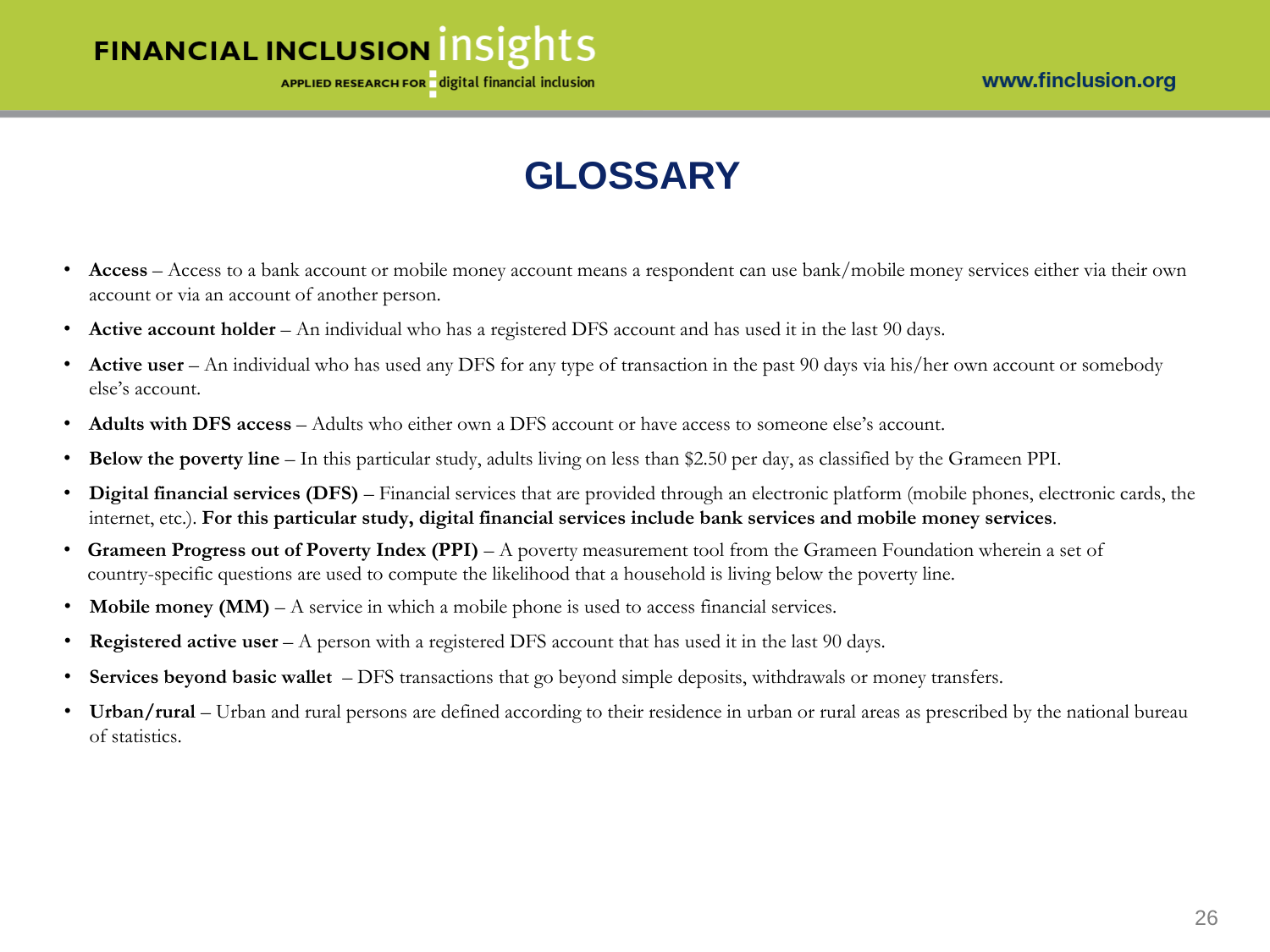# GLOSSARY

- **Access** – Access to a bank account or mobile money account means a respondent can use bank/mobile money services either via their own account or via an account of another person.
- **Active account holder** – An individual who has a registered DFS account and has used it in the last 90 days.
- **Active user** – An individual who has used any DFS for any type of transaction in the past 90 days via his/her own account or somebody else's account.
- **Adults with DFS access** – Adults who either own a DFS account or have access to someone else's account.
- **Below the poverty line** – In this particular study, adults living on less than $2.50 per day, as classified by the Grameen PPI.
- **Digital financial services (DFS)** – Financial services that are provided through an electronic platform (mobile phones, electronic cards, the internet, etc.). **For this particular study, digital financial services include bank services and mobile money services**.
- **Grameen Progress out of Poverty Index (PPI)** – A poverty measurement tool from the Grameen Foundation wherein a set of country-specific questions are used to compute the likelihood that a household is living below the poverty line.
- **Mobile money (MM)** – A service in which a mobile phone is used to access financial services.
- **Registered active user** – A person with a registered DFS account that has used it in the last 90 days.
- **Services beyond basic wallet** – DFS transactions that go beyond simple deposits, withdrawals or money transfers.
- **Urban/rural** – Urban and rural persons are defined according to their residence in urban or rural areas as prescribed by the national bureau of statistics.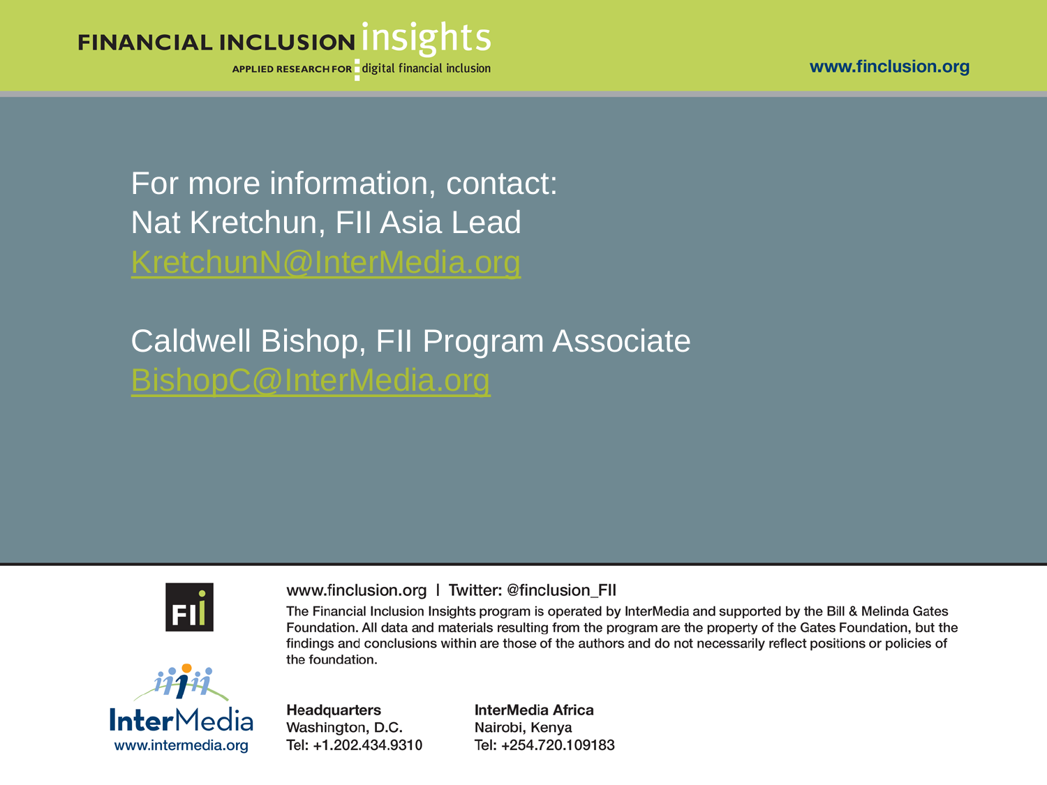FINANCIAL INCLUSION insights

APPLIED RESEARCH FOR digital financial inclusion

www.finclusion.org

For more information, contact:
Nat Kretchun, FII Asia Lead
KretchunN@InterMedia.org

Caldwell Bishop, FII Program Associate
BishopC@InterMedia.org

www.finclusion.org | Twitter: @finclusion_FII

The Financial Inclusion Insights program is operated by InterMedia and supported by the Bill & Melinda Gates Foundation. All data and materials resulting from the program are the property of the Gates Foundation, but the findings and conclusions within are those of the authors and do not necessarily reflect positions or policies of the foundation.

InterMedia
www.intermedia.org

**Headquarters**
Washington, D.C.
Tel: +1.202.434.9310

**InterMedia Africa**
Nairobi, Kenya
Tel: +254.720.109183